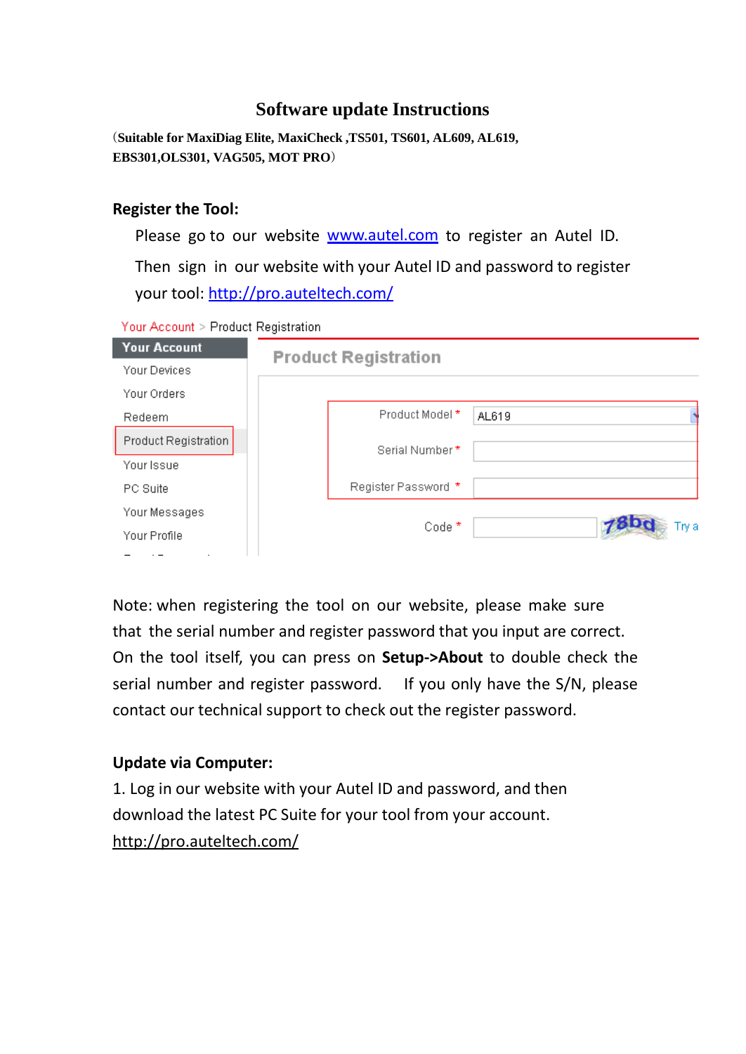# Software update Instructions

（Suitable for MaxiDiag Elite, MaxiCheck ,TS501, TS601, AL609, AL619, EBS301,OLS301, VAG505, MOT PRO）

## Register the Tool:

Please go to our website www.autel.com to register an Autel ID.

Then sign in our website with your Autel ID and password to register your tool: http://pro.auteltech.com/

Your Account > Product Registration

**Your Account**

- Your Devices
- Your Orders
- Redeem
- Product Registration
- Your Issue
- PC Suite
- Your Messages
- Your Profile

**Product Registration**

Product Model * AL619

Serial Number *

Register Password *

Code * 78bd Try a

Note: when registering the tool on our website, please make sure that the serial number and register password that you input are correct. On the tool itself, you can press on **Setup->About** to double check the serial number and register password. If you only have the S/N, please contact our technical support to check out the register password.

## Update via Computer:

1. Log in our website with your Autel ID and password, and then download the latest PC Suite for your tool from your account. http://pro.auteltech.com/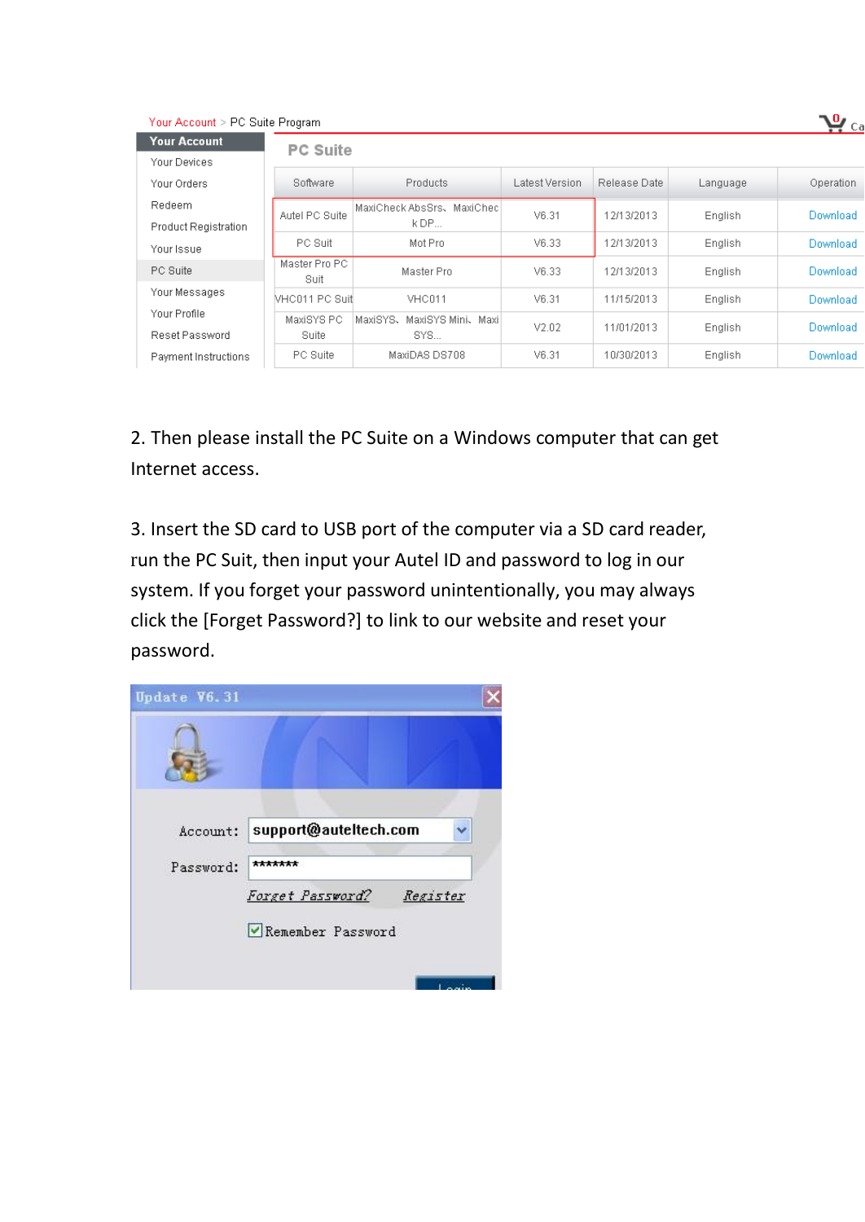Your Account > PC Suite Program

| Your Account |
| --- |
| Your Devices |
| Your Orders |
| Redeem |
| Product Registration |
| Your Issue |
| PC Suite |
| Your Messages |
| Your Profile |
| Reset Password |
| Payment Instructions |

**PC Suite**

| Software | Products | Latest Version | Release Date | Language | Operation |
| --- | --- | --- | --- | --- | --- |
| Autel PC Suite | MaxiCheck AbsSrs、MaxiCheck DP... | V6.31 | 12/13/2013 | English | Download |
| PC Suit | Mot Pro | V6.33 | 12/13/2013 | English | Download |
| Master Pro PC Suit | Master Pro | V6.33 | 12/13/2013 | English | Download |
| VHC011 PC Suit | VHC011 | V6.31 | 11/15/2013 | English | Download |
| MaxiSYS PC Suite | MaxiSYS、MaxiSYS Mini、MaxiSYS... | V2.02 | 11/01/2013 | English | Download |
| PC Suite | MaxiDAS DS708 | V6.31 | 10/30/2013 | English | Download |

2. Then please install the PC Suite on a Windows computer that can get Internet access.

3. Insert the SD card to USB port of the computer via a SD card reader, run the PC Suit, then input your Autel ID and password to log in our system. If you forget your password unintentionally, you may always click the [Forget Password?] to link to our website and reset your password.

Update V6.31

Account: support@auteltech.com

Password: *******

Forget Password? Register

Remember Password

Login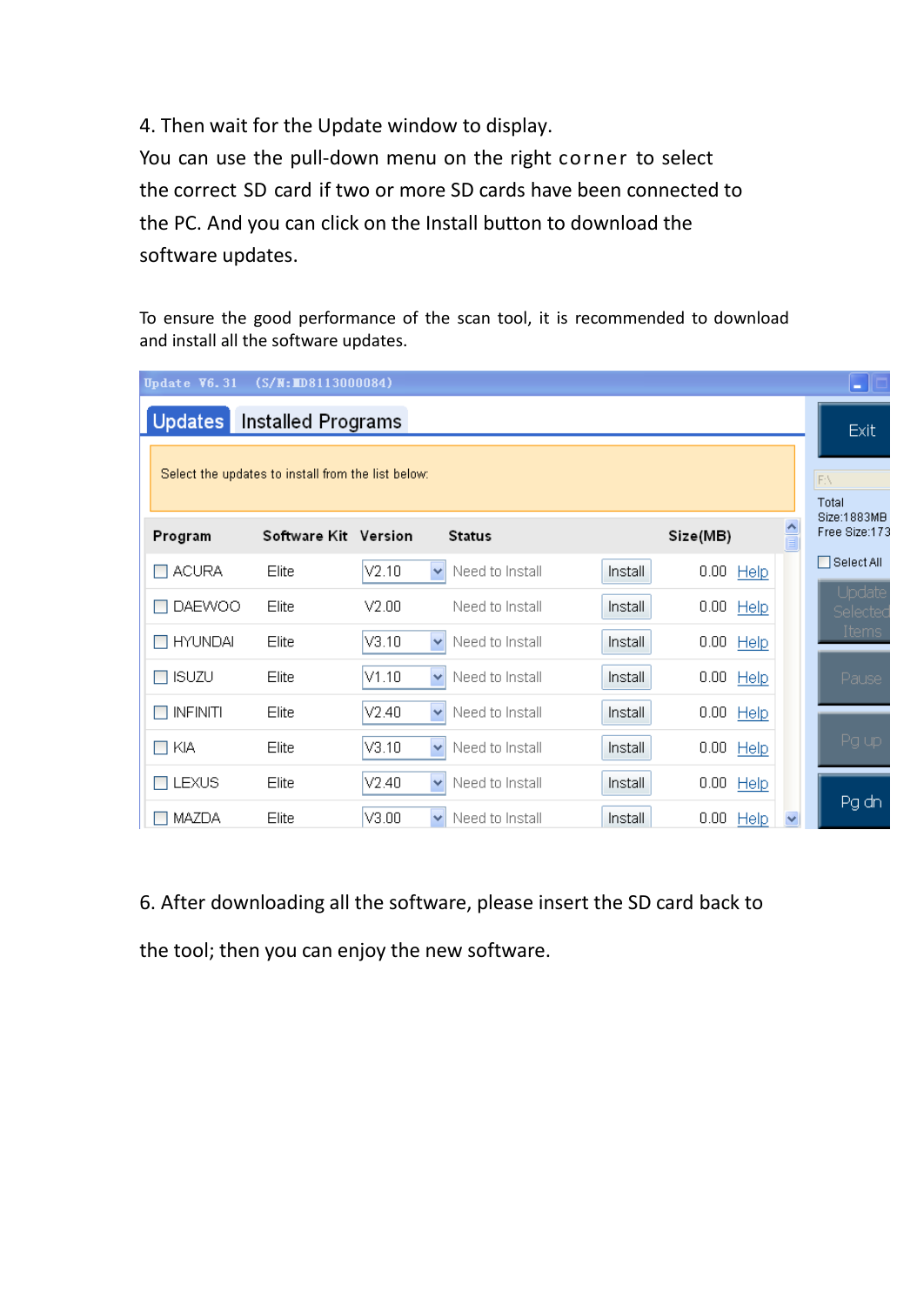4. Then wait for the Update window to display.

You can use the pull-down menu on the right corner to select the correct SD card if two or more SD cards have been connected to the PC. And you can click on the Install button to download the software updates.

To ensure the good performance of the scan tool, it is recommended to download and install all the software updates.

Update V6.31 (S/N:ID8113000084)

Updates | Installed Programs

Select the updates to install from the list below:

| Program | Software Kit | Version | Status | | Size(MB) | |
|---|---|---|---|---|---|---|
| ACURA | Elite | V2.10 | Need to Install | Install | 0.00 | Help |
| DAEWOO | Elite | V2.00 | Need to Install | Install | 0.00 | Help |
| HYUNDAI | Elite | V3.10 | Need to Install | Install | 0.00 | Help |
| ISUZU | Elite | V1.10 | Need to Install | Install | 0.00 | Help |
| INFINITI | Elite | V2.40 | Need to Install | Install | 0.00 | Help |
| KIA | Elite | V3.10 | Need to Install | Install | 0.00 | Help |
| LEXUS | Elite | V2.40 | Need to Install | Install | 0.00 | Help |
| MAZDA | Elite | V3.00 | Need to Install | Install | 0.00 | Help |

Exit

F:\

Total Size:1883MB

Free Size:173

Select All

Update Selected Items

Pause

Pg up

Pg dn

6. After downloading all the software, please insert the SD card back to the tool; then you can enjoy the new software.